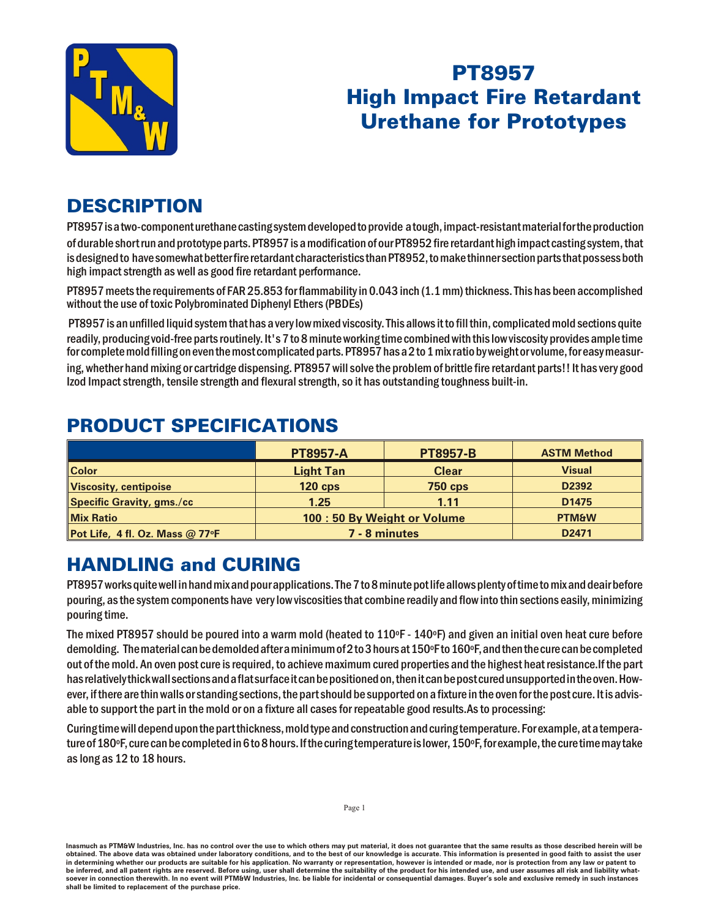# PT8957
# High Impact Fire Retardant Urethane for Prototypes

## DESCRIPTION

PT8957 is a two-component urethane casting system developed to provide a tough, impact-resistant material for the production of durable short run and prototype parts. PT8957 is a modification of our PT8952 fire retardant high impact casting system, that is designed to have somewhat better fire retardant characteristics than PT8952, to make thinner section parts that possess both high impact strength as well as good fire retardant performance.

PT8957 meets the requirements of FAR 25.853 for flammability in 0.043 inch (1.1 mm) thickness. This has been accomplished without the use of toxic Polybrominated Diphenyl Ethers (PBDEs)

PT8957 is an unfilled liquid system that has a very low mixed viscosity. This allows it to fill thin, complicated mold sections quite readily, producing void-free parts routinely. It's 7 to 8 minute working time combined with this low viscosity provides ample time for complete mold filling on even the most complicated parts. PT8957 has a 2 to 1 mix ratio by weight or volume, for easy measuring, whether hand mixing or cartridge dispensing. PT8957 will solve the problem of brittle fire retardant parts!! It has very good Izod Impact strength, tensile strength and flexural strength, so it has outstanding toughness built-in.

## PRODUCT SPECIFICATIONS

| | PT8957-A | PT8957-B | ASTM Method |
|---|---|---|---|
| Color | Light Tan | Clear | Visual |
| Viscosity, centipoise | 120 cps | 750 cps | D2392 |
| Specific Gravity, gms./cc | 1.25 | 1.11 | D1475 |
| Mix Ratio | 100 : 50 By Weight or Volume | | PTM&W |
| Pot Life, 4 fl. Oz. Mass @ 77ºF | 7 - 8 minutes | | D2471 |

## HANDLING and CURING

PT8957 works quite well in hand mix and pour applications. The 7 to 8 minute pot life allows plenty of time to mix and deair before pouring, as the system components have very low viscosities that combine readily and flow into thin sections easily, minimizing pouring time.

The mixed PT8957 should be poured into a warm mold (heated to 110ºF - 140ºF) and given an initial oven heat cure before demolding. The material can be demolded after a minimum of 2 to 3 hours at 150ºF to 160ºF, and then the cure can be completed out of the mold. An oven post cure is required, to achieve maximum cured properties and the highest heat resistance.If the part has relatively thick wall sections and a flat surface it can be positioned on, then it can be post cured unsupported in the oven. However, if there are thin walls or standing sections, the part should be supported on a fixture in the oven for the post cure. It is advisable to support the part in the mold or on a fixture all cases for repeatable good results.As to processing:

Curing time will depend upon the part thickness, mold type and construction and curing temperature. For example, at a temperature of 180ºF, cure can be completed in 6 to 8 hours. If the curing temperature is lower, 150ºF, for example, the cure time may take as long as 12 to 18 hours.

Inasmuch as PTM&W Industries, Inc. has no control over the use to which others may put material, it does not guarantee that the same results as those described herein will be obtained. The above data was obtained under laboratory conditions, and to the best of our knowledge is accurate. This information is presented in good faith to assist the user in determining whether our products are suitable for his application. No warranty or representation, however is intended or made, nor is protection from any law or patent to be inferred, and all patent rights are reserved. Before using, user shall determine the suitability of the product for his intended use, and user assumes all risk and liability whatsoever in connection therewith. In no event will PTM&W Industries, Inc. be liable for incidental or consequential damages. Buyer's sole and exclusive remedy in such instances shall be limited to replacement of the purchase price.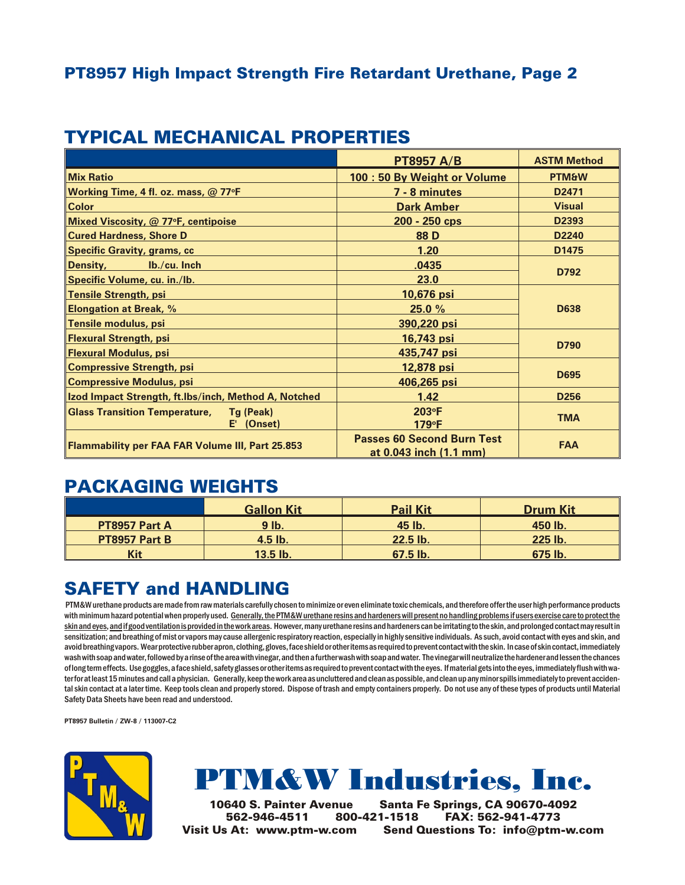# PT8957 High Impact Strength Fire Retardant Urethane, Page 2

## TYPICAL MECHANICAL PROPERTIES

| | PT8957 A/B | ASTM Method |
|---|---|---|
| Mix Ratio | 100 : 50 By Weight or Volume | PTM&W |
| Working Time, 4 fl. oz. mass, @ 77°F | 7 - 8 minutes | D2471 |
| Color | Dark Amber | Visual |
| Mixed Viscosity, @ 77°F, centipoise | 200 - 250 cps | D2393 |
| Cured Hardness, Shore D | 88 D | D2240 |
| Specific Gravity, grams, cc | 1.20 | D1475 |
| Density, lb./cu. Inch | .0435 | D792 |
| Specific Volume, cu. in./lb. | 23.0 | |
| Tensile Strength, psi | 10,676 psi | D638 |
| Elongation at Break, % | 25.0 % | |
| Tensile modulus, psi | 390,220 psi | |
| Flexural Strength, psi | 16,743 psi | D790 |
| Flexural Modulus, psi | 435,747 psi | |
| Compressive Strength, psi | 12,878 psi | D695 |
| Compressive Modulus, psi | 406,265 psi | |
| Izod Impact Strength, ft.lbs/inch, Method A, Notched | 1.42 | D256 |
| Glass Transition Temperature, Tg (Peak) E' (Onset) | 203°F 179°F | TMA |
| Flammability per FAA FAR Volume III, Part 25.853 | Passes 60 Second Burn Test at 0.043 inch (1.1 mm) | FAA |

## PACKAGING WEIGHTS

| | Gallon Kit | Pail Kit | Drum Kit |
|---|---|---|---|
| PT8957 Part A | 9 lb. | 45 lb. | 450 lb. |
| PT8957 Part B | 4.5 lb. | 22.5 lb. | 225 lb. |
| Kit | 13.5 lb. | 67.5 lb. | 675 lb. |

## SAFETY and HANDLING

PTM&W urethane products are made from raw materials carefully chosen to minimize or even eliminate toxic chemicals, and therefore offer the user high performance products with minimum hazard potential when properly used. Generally, the PTM&W urethane resins and hardeners will present no handling problems if users exercise care to protect the skin and eyes, and if good ventilation is provided in the work areas. However, many urethane resins and hardeners can be irritating to the skin, and prolonged contact may result in sensitization; and breathing of mist or vapors may cause allergenic respiratory reaction, especially in highly sensitive individuals. As such, avoid contact with eyes and skin, and avoid breathing vapors. Wear protective rubber apron, clothing, gloves, face shield or other items as required to prevent contact with the skin. In case of skin contact, immediately wash with soap and water, followed by a rinse of the area with vinegar, and then a further wash with soap and water. The vinegar will neutralize the hardener and lessen the chances of long term effects. Use goggles, a face shield, safety glasses or other items as required to prevent contact with the eyes. If material gets into the eyes, immediately flush with water for at least 15 minutes and call a physician. Generally, keep the work area as uncluttered and clean as possible, and clean up any minor spills immediately to prevent accidental skin contact at a later time. Keep tools clean and properly stored. Dispose of trash and empty containers properly. Do not use any of these types of products until Material Safety Data Sheets have been read and understood.

PT8957 Bulletin / ZW-8 / 113007-C2

**PTM&W Industries, Inc.**

10640 S. Painter Avenue Santa Fe Springs, CA 90670-4092
562-946-4511 800-421-1518 FAX: 562-941-4773
Visit Us At: www.ptm-w.com Send Questions To: info@ptm-w.com